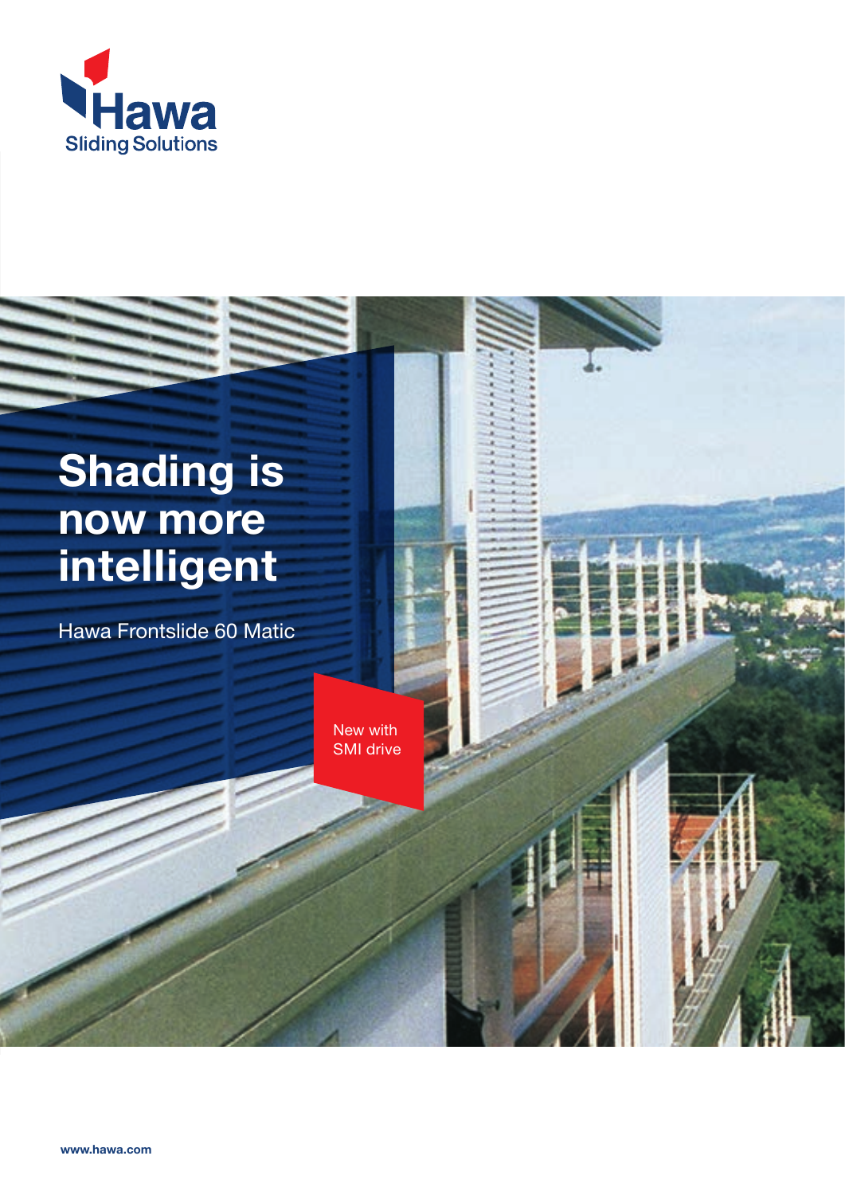Hawa
Sliding Solutions

# Shading is now more intelligent

Hawa Frontslide 60 Matic

New with SMI drive

www.hawa.com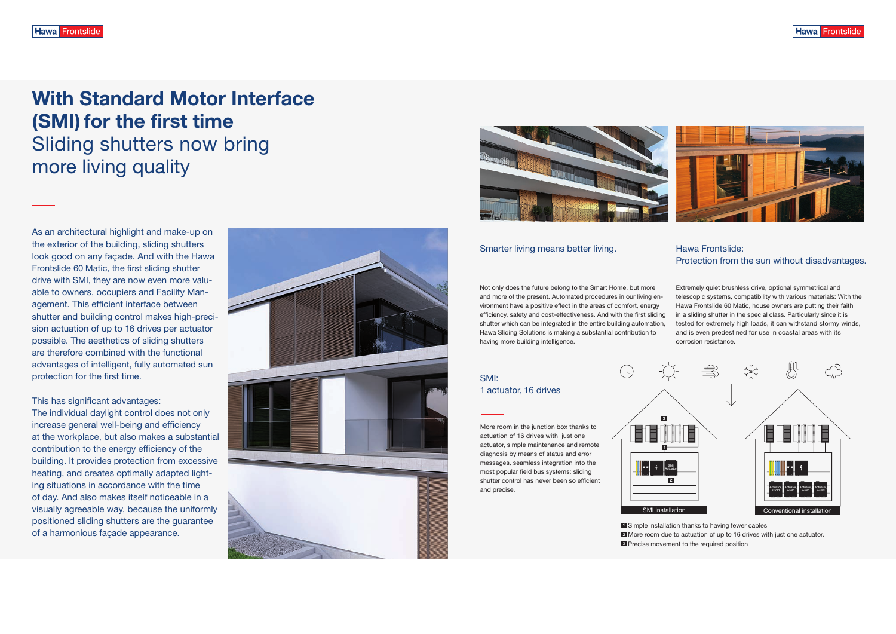# With Standard Motor Interface (SMI) for the first time

## Sliding shutters now bring more living quality

As an architectural highlight and make-up on the exterior of the building, sliding shutters look good on any façade. And with the Hawa Frontslide 60 Matic, the first sliding shutter drive with SMI, they are now even more valuable to owners, occupiers and Facility Management. This efficient interface between shutter and building control makes high-precision actuation of up to 16 drives per actuator possible. The aesthetics of sliding shutters are therefore combined with the functional advantages of intelligent, fully automated sun protection for the first time.

This has significant advantages:
The individual daylight control does not only increase general well-being and efficiency at the workplace, but also makes a substantial contribution to the energy efficiency of the building. It provides protection from excessive heating, and creates optimally adapted lighting situations in accordance with the time of day. And also makes itself noticeable in a visually agreeable way, because the uniformly positioned sliding shutters are the guarantee of a harmonious façade appearance.

### Smarter living means better living.

Not only does the future belong to the Smart Home, but more and more of the present. Automated procedures in our living environment have a positive effect in the areas of comfort, energy efficiency, safety and cost-effectiveness. And with the first sliding shutter which can be integrated in the entire building automation, Hawa Sliding Solutions is making a substantial contribution to having more building intelligence.

### Hawa Frontslide: Protection from the sun without disadvantages.

Extremely quiet brushless drive, optional symmetrical and telescopic systems, compatibility with various materials: With the Hawa Frontslide 60 Matic, house owners are putting their faith in a sliding shutter in the special class. Particularly since it is tested for extremely high loads, it can withstand stormy winds, and is even predestined for use in coastal areas with its corrosion resistance.

### SMI: 1 actuator, 16 drives

More room in the junction box thanks to actuation of 16 drives with just one actuator, simple maintenance and remote diagnosis by means of status and error messages, seamless integration into the most popular field bus systems: sliding shutter control has never been so efficient and precise.

SMI installation

Conventional installation

1 Simple installation thanks to having fewer cables
2 More room due to actuation of up to 16 drives with just one actuator.
3 Precise movement to the required position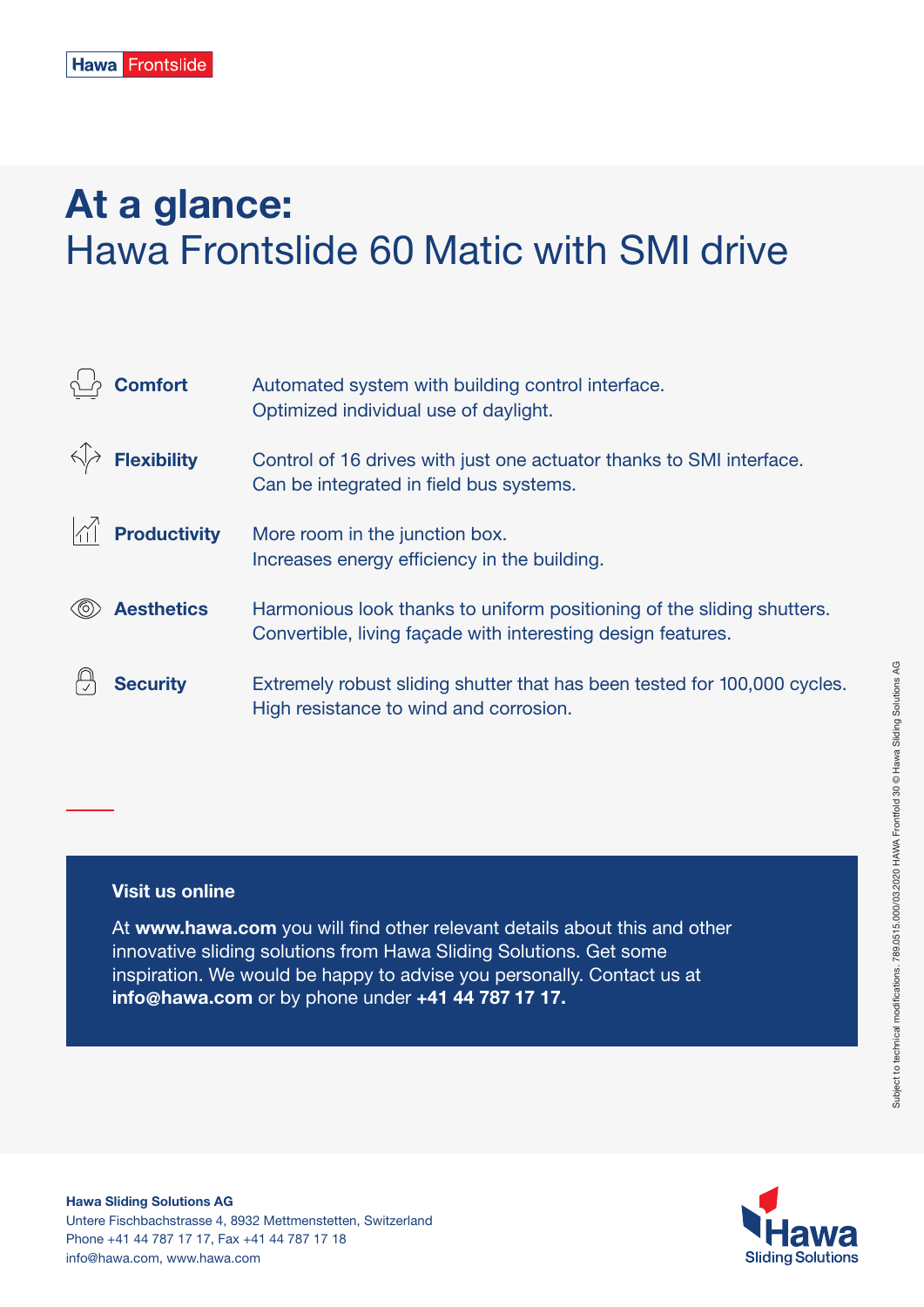Hawa Frontslide

# At a glance:
## Hawa Frontslide 60 Matic with SMI drive

| | |
|---|---|
| **Comfort** | Automated system with building control interface.<br>Optimized individual use of daylight. |
| **Flexibility** | Control of 16 drives with just one actuator thanks to SMI interface.<br>Can be integrated in field bus systems. |
| **Productivity** | More room in the junction box.<br>Increases energy efficiency in the building. |
| **Aesthetics** | Harmonious look thanks to uniform positioning of the sliding shutters.<br>Convertible, living façade with interesting design features. |
| **Security** | Extremely robust sliding shutter that has been tested for 100,000 cycles.<br>High resistance to wind and corrosion. |

### Visit us online

At **www.hawa.com** you will find other relevant details about this and other innovative sliding solutions from Hawa Sliding Solutions. Get some inspiration. We would be happy to advise you personally. Contact us at **info@hawa.com** or by phone under **+41 44 787 17 17.**

Subject to technical modifications. 789.0515.000/03.2020 HAWA Frontfold 30 © Hawa Sliding Solutions AG

**Hawa Sliding Solutions AG**
Untere Fischbachstrasse 4, 8932 Mettmenstetten, Switzerland
Phone +41 44 787 17 17, Fax +41 44 787 17 18
info@hawa.com, www.hawa.com

Hawa
Sliding Solutions